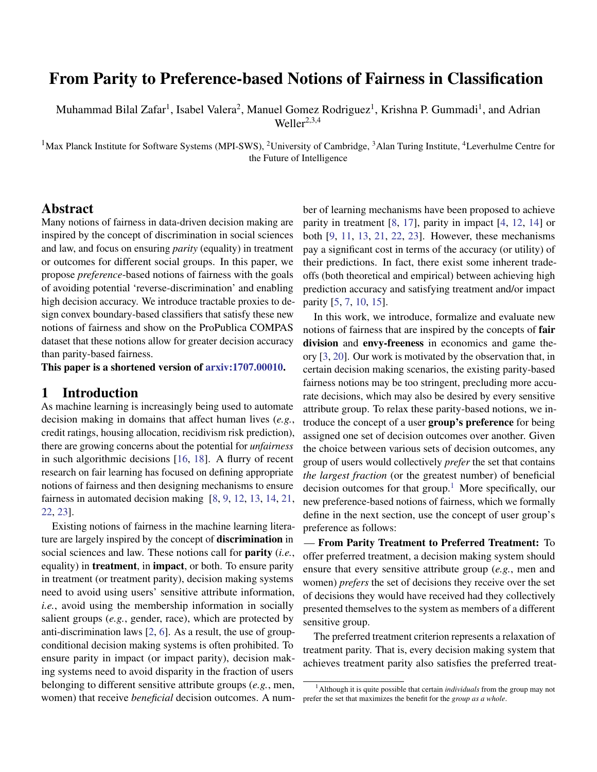# From Parity to Preference-based Notions of Fairness in Classification

Muhammad Bilal Zafar[1], Isabel Valera[2], Manuel Gomez Rodriguez[1], Krishna P. Gummadi[1], and Adrian Weller[2,3,4]

[1]Max Planck Institute for Software Systems (MPI-SWS), [2]University of Cambridge, [3]Alan Turing Institute, [4]Leverhulme Centre for the Future of Intelligence

## Abstract

Many notions of fairness in data-driven decision making are inspired by the concept of discrimination in social sciences and law, and focus on ensuring *parity* (equality) in treatment or outcomes for different social groups. In this paper, we propose *preference*-based notions of fairness with the goals of avoiding potential 'reverse-discrimination' and enabling high decision accuracy. We introduce tractable proxies to design convex boundary-based classifiers that satisfy these new notions of fairness and show on the ProPublica COMPAS dataset that these notions allow for greater decision accuracy than parity-based fairness.

**This paper is a shortened version of arxiv:1707.00010.**

## 1 Introduction

As machine learning is increasingly being used to automate decision making in domains that affect human lives (*e.g.*, credit ratings, housing allocation, recidivism risk prediction), there are growing concerns about the potential for *unfairness* in such algorithmic decisions [16, 18]. A flurry of recent research on fair learning has focused on defining appropriate notions of fairness and then designing mechanisms to ensure fairness in automated decision making [8, 9, 12, 13, 14, 21, 22, 23].

Existing notions of fairness in the machine learning literature are largely inspired by the concept of **discrimination** in social sciences and law. These notions call for **parity** (*i.e.*, equality) in **treatment**, in **impact**, or both. To ensure parity in treatment (or treatment parity), decision making systems need to avoid using users' sensitive attribute information, *i.e.*, avoid using the membership information in socially salient groups (*e.g.*, gender, race), which are protected by anti-discrimination laws [2, 6]. As a result, the use of group-conditional decision making systems is often prohibited. To ensure parity in impact (or impact parity), decision making systems need to avoid disparity in the fraction of users belonging to different sensitive attribute groups (*e.g.*, men, women) that receive *beneficial* decision outcomes. A number of learning mechanisms have been proposed to achieve parity in treatment [8, 17], parity in impact [4, 12, 14] or both [9, 11, 13, 21, 22, 23]. However, these mechanisms pay a significant cost in terms of the accuracy (or utility) of their predictions. In fact, there exist some inherent trade-offs (both theoretical and empirical) between achieving high prediction accuracy and satisfying treatment and/or impact parity [5, 7, 10, 15].

In this work, we introduce, formalize and evaluate new notions of fairness that are inspired by the concepts of **fair division** and **envy-freeness** in economics and game theory [3, 20]. Our work is motivated by the observation that, in certain decision making scenarios, the existing parity-based fairness notions may be too stringent, precluding more accurate decisions, which may also be desired by every sensitive attribute group. To relax these parity-based notions, we introduce the concept of a user **group's preference** for being assigned one set of decision outcomes over another. Given the choice between various sets of decision outcomes, any group of users would collectively *prefer* the set that contains *the largest fraction* (or the greatest number) of beneficial decision outcomes for that group.[1] More specifically, our new preference-based notions of fairness, which we formally define in the next section, use the concept of user group's preference as follows:

— **From Parity Treatment to Preferred Treatment:** To offer preferred treatment, a decision making system should ensure that every sensitive attribute group (*e.g.*, men and women) *prefers* the set of decisions they receive over the set of decisions they would have received had they collectively presented themselves to the system as members of a different sensitive group.

The preferred treatment criterion represents a relaxation of treatment parity. That is, every decision making system that achieves treatment parity also satisfies the preferred treat-

[1] Although it is quite possible that certain *individuals* from the group may not prefer the set that maximizes the benefit for the *group as a whole*.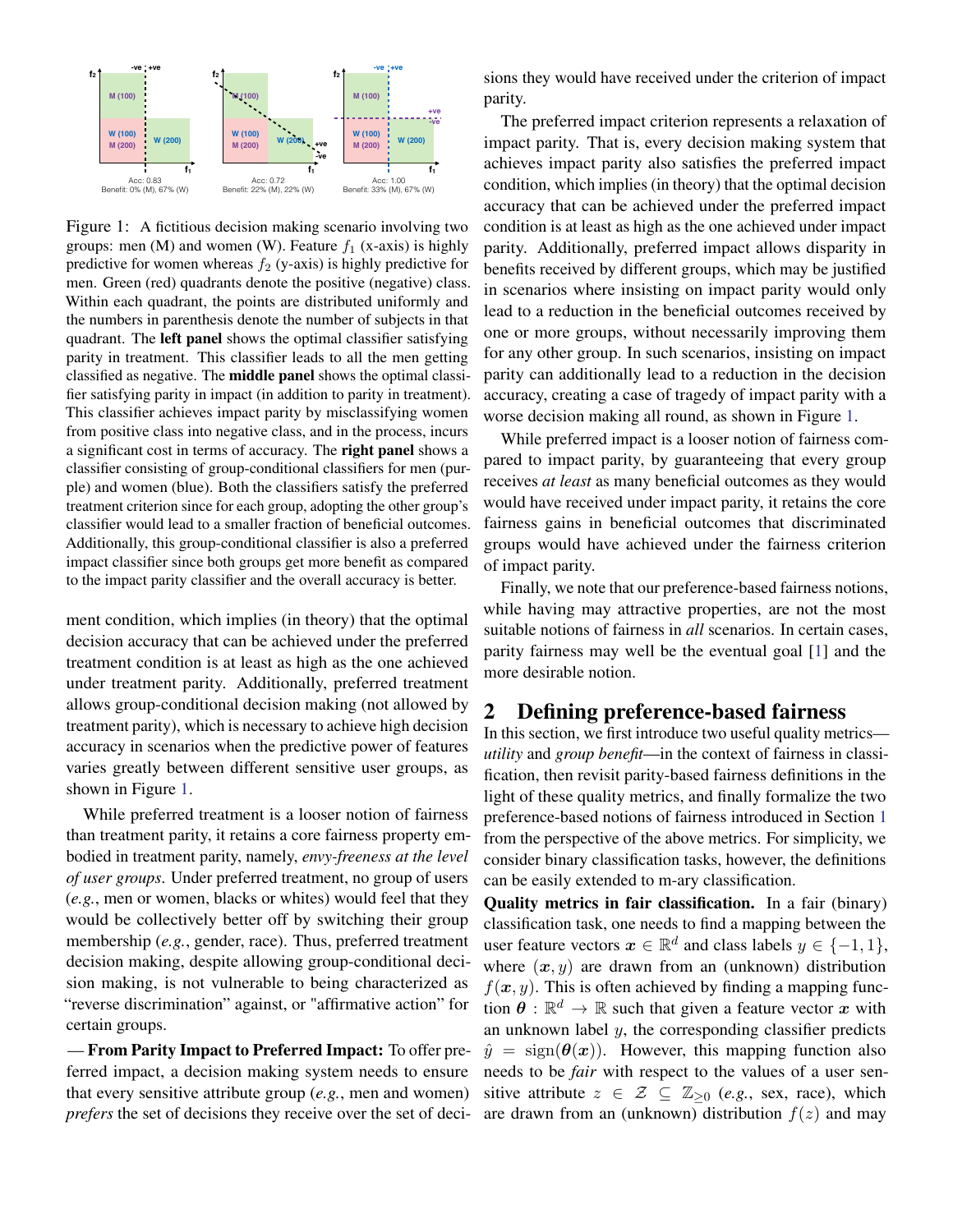Figure 1: A fictitious decision making scenario involving two groups: men (M) and women (W). Feature $f_1$ (x-axis) is highly predictive for women whereas $f_2$ (y-axis) is highly predictive for men. Green (red) quadrants denote the positive (negative) class. Within each quadrant, the points are distributed uniformly and the numbers in parenthesis denote the number of subjects in that quadrant. The **left panel** shows the optimal classifier satisfying parity in treatment. This classifier leads to all the men getting classified as negative. The **middle panel** shows the optimal classifier satisfying parity in impact (in addition to parity in treatment). This classifier achieves impact parity by misclassifying women from positive class into negative class, and in the process, incurs a significant cost in terms of accuracy. The **right panel** shows a classifier consisting of group-conditional classifiers for men (purple) and women (blue). Both the classifiers satisfy the preferred treatment criterion since for each group, adopting the other group's classifier would lead to a smaller fraction of beneficial outcomes. Additionally, this group-conditional classifier is also a preferred impact classifier since both groups get more benefit as compared to the impact parity classifier and the overall accuracy is better.

ment condition, which implies (in theory) that the optimal decision accuracy that can be achieved under the preferred treatment condition is at least as high as the one achieved under treatment parity. Additionally, preferred treatment allows group-conditional decision making (not allowed by treatment parity), which is necessary to achieve high decision accuracy in scenarios when the predictive power of features varies greatly between different sensitive user groups, as shown in Figure 1.

While preferred treatment is a looser notion of fairness than treatment parity, it retains a core fairness property embodied in treatment parity, namely, *envy-freeness at the level of user groups*. Under preferred treatment, no group of users (*e.g.*, men or women, blacks or whites) would feel that they would be collectively better off by switching their group membership (*e.g.*, gender, race). Thus, preferred treatment decision making, despite allowing group-conditional decision making, is not vulnerable to being characterized as "reverse discrimination" against, or "affirmative action" for certain groups.

— **From Parity Impact to Preferred Impact:** To offer preferred impact, a decision making system needs to ensure that every sensitive attribute group (*e.g.*, men and women) *prefers* the set of decisions they receive over the set of decisions they would have received under the criterion of impact parity.

The preferred impact criterion represents a relaxation of impact parity. That is, every decision making system that achieves impact parity also satisfies the preferred impact condition, which implies (in theory) that the optimal decision accuracy that can be achieved under the preferred impact condition is at least as high as the one achieved under impact parity. Additionally, preferred impact allows disparity in benefits received by different groups, which may be justified in scenarios where insisting on impact parity would only lead to a reduction in the beneficial outcomes received by one or more groups, without necessarily improving them for any other group. In such scenarios, insisting on impact parity can additionally lead to a reduction in the decision accuracy, creating a case of tragedy of impact parity with a worse decision making all round, as shown in Figure 1.

While preferred impact is a looser notion of fairness compared to impact parity, by guaranteeing that every group receives *at least* as many beneficial outcomes as they would would have received under impact parity, it retains the core fairness gains in beneficial outcomes that discriminated groups would have achieved under the fairness criterion of impact parity.

Finally, we note that our preference-based fairness notions, while having may attractive properties, are not the most suitable notions of fairness in *all* scenarios. In certain cases, parity fairness may well be the eventual goal [1] and the more desirable notion.

## 2 Defining preference-based fairness

In this section, we first introduce two useful quality metrics—*utility* and *group benefit*—in the context of fairness in classification, then revisit parity-based fairness definitions in the light of these quality metrics, and finally formalize the two preference-based notions of fairness introduced in Section 1 from the perspective of the above metrics. For simplicity, we consider binary classification tasks, however, the definitions can be easily extended to m-ary classification.

**Quality metrics in fair classification.** In a fair (binary) classification task, one needs to find a mapping between the user feature vectors $\boldsymbol{x} \in \mathbb{R}^d$ and class labels $y \in \{-1, 1\}$, where $(\boldsymbol{x}, y)$ are drawn from an (unknown) distribution $f(\boldsymbol{x}, y)$. This is often achieved by finding a mapping function $\boldsymbol{\theta} : \mathbb{R}^d \to \mathbb{R}$ such that given a feature vector $\boldsymbol{x}$ with an unknown label $y$, the corresponding classifier predicts $\hat{y} = \text{sign}(\boldsymbol{\theta}(\boldsymbol{x}))$. However, this mapping function also needs to be *fair* with respect to the values of a user sensitive attribute $z \in \mathcal{Z} \subseteq \mathbb{Z}_{\geq 0}$ (*e.g.*, sex, race), which are drawn from an (unknown) distribution $f(z)$ and may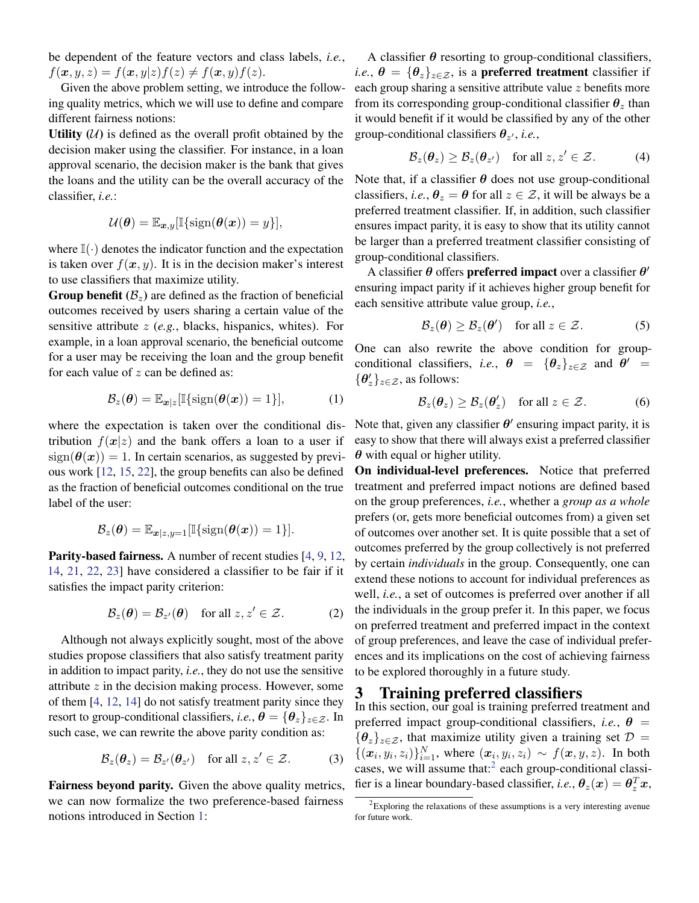be dependent of the feature vectors and class labels, *i.e.*, $f(\boldsymbol{x}, y, z) = f(\boldsymbol{x}, y|z)f(z) \neq f(\boldsymbol{x}, y)f(z)$.

Given the above problem setting, we introduce the following quality metrics, which we will use to define and compare different fairness notions:

**Utility ($\mathcal{U}$)** is defined as the overall profit obtained by the decision maker using the classifier. For instance, in a loan approval scenario, the decision maker is the bank that gives the loans and the utility can be the overall accuracy of the classifier, *i.e.*:

$$\mathcal{U}(\boldsymbol{\theta}) = \mathbb{E}_{\boldsymbol{x},y}[\mathbb{I}\{\text{sign}(\boldsymbol{\theta}(\boldsymbol{x})) = y\}],$$

where $\mathbb{I}(\cdot)$ denotes the indicator function and the expectation is taken over $f(\boldsymbol{x}, y)$. It is in the decision maker's interest to use classifiers that maximize utility.

**Group benefit ($\mathcal{B}_z$)** are defined as the fraction of beneficial outcomes received by users sharing a certain value of the sensitive attribute $z$ (*e.g.*, blacks, hispanics, whites). For example, in a loan approval scenario, the beneficial outcome for a user may be receiving the loan and the group benefit for each value of $z$ can be defined as:

$$\mathcal{B}_z(\boldsymbol{\theta}) = \mathbb{E}_{\boldsymbol{x}|z}[\mathbb{I}\{\text{sign}(\boldsymbol{\theta}(\boldsymbol{x})) = 1\}], \tag{1}$$

where the expectation is taken over the conditional distribution $f(\boldsymbol{x}|z)$ and the bank offers a loan to a user if $\text{sign}(\boldsymbol{\theta}(\boldsymbol{x})) = 1$. In certain scenarios, as suggested by previous work [12, 15, 22], the group benefits can also be defined as the fraction of beneficial outcomes conditional on the true label of the user:

$$\mathcal{B}_z(\boldsymbol{\theta}) = \mathbb{E}_{\boldsymbol{x}|z,y=1}[\mathbb{I}\{\text{sign}(\boldsymbol{\theta}(\boldsymbol{x})) = 1\}].$$

**Parity-based fairness.** A number of recent studies [4, 9, 12, 14, 21, 22, 23] have considered a classifier to be fair if it satisfies the impact parity criterion:

$$\mathcal{B}_z(\boldsymbol{\theta}) = \mathcal{B}_{z'}(\boldsymbol{\theta}) \quad \text{for all } z, z' \in \mathcal{Z}. \tag{2}$$

Although not always explicitly sought, most of the above studies propose classifiers that also satisfy treatment parity in addition to impact parity, *i.e.*, they do not use the sensitive attribute $z$ in the decision making process. However, some of them [4, 12, 14] do not satisfy treatment parity since they resort to group-conditional classifiers, *i.e.*, $\boldsymbol{\theta} = \{\boldsymbol{\theta}_z\}_{z \in \mathcal{Z}}$. In such case, we can rewrite the above parity condition as:

$$\mathcal{B}_z(\boldsymbol{\theta}_z) = \mathcal{B}_{z'}(\boldsymbol{\theta}_{z'}) \quad \text{for all } z, z' \in \mathcal{Z}. \tag{3}$$

**Fairness beyond parity.** Given the above quality metrics, we can now formalize the two preference-based fairness notions introduced in Section 1:

A classifier $\boldsymbol{\theta}$ resorting to group-conditional classifiers, *i.e.*, $\boldsymbol{\theta} = \{\boldsymbol{\theta}_z\}_{z \in \mathcal{Z}}$, is a **preferred treatment** classifier if each group sharing a sensitive attribute value $z$ benefits more from its corresponding group-conditional classifier $\boldsymbol{\theta}_z$ than it would benefit if it would be classified by any of the other group-conditional classifiers $\boldsymbol{\theta}_{z'}$, *i.e.*,

$$\mathcal{B}_z(\boldsymbol{\theta}_z) \geq \mathcal{B}_z(\boldsymbol{\theta}_{z'}) \quad \text{for all } z, z' \in \mathcal{Z}. \tag{4}$$

Note that, if a classifier $\boldsymbol{\theta}$ does not use group-conditional classifiers, *i.e.*, $\boldsymbol{\theta}_z = \boldsymbol{\theta}$ for all $z \in \mathcal{Z}$, it will be always be a preferred treatment classifier. If, in addition, such classifier ensures impact parity, it is easy to show that its utility cannot be larger than a preferred treatment classifier consisting of group-conditional classifiers.

A classifier $\boldsymbol{\theta}$ offers **preferred impact** over a classifier $\boldsymbol{\theta}'$ ensuring impact parity if it achieves higher group benefit for each sensitive attribute value group, *i.e.*,

$$\mathcal{B}_z(\boldsymbol{\theta}) \geq \mathcal{B}_z(\boldsymbol{\theta}') \quad \text{for all } z \in \mathcal{Z}. \tag{5}$$

One can also rewrite the above condition for group-conditional classifiers, *i.e.*, $\boldsymbol{\theta} = \{\boldsymbol{\theta}_z\}_{z \in \mathcal{Z}}$ and $\boldsymbol{\theta}' = \{\boldsymbol{\theta}'_z\}_{z \in \mathcal{Z}}$, as follows:

$$\mathcal{B}_z(\boldsymbol{\theta}_z) \geq \mathcal{B}_z(\boldsymbol{\theta}'_z) \quad \text{for all } z \in \mathcal{Z}. \tag{6}$$

Note that, given any classifier $\boldsymbol{\theta}'$ ensuring impact parity, it is easy to show that there will always exist a preferred classifier $\boldsymbol{\theta}$ with equal or higher utility.

**On individual-level preferences.** Notice that preferred treatment and preferred impact notions are defined based on the group preferences, *i.e.*, whether a *group as a whole* prefers (or, gets more beneficial outcomes from) a given set of outcomes over another set. It is quite possible that a set of outcomes preferred by the group collectively is not preferred by certain *individuals* in the group. Consequently, one can extend these notions to account for individual preferences as well, *i.e.*, a set of outcomes is preferred over another if all the individuals in the group prefer it. In this paper, we focus on preferred treatment and preferred impact in the context of group preferences, and leave the case of individual preferences and its implications on the cost of achieving fairness to be explored thoroughly in a future study.

# 3 Training preferred classifiers

In this section, our goal is training preferred treatment and preferred impact group-conditional classifiers, *i.e.*, $\boldsymbol{\theta} = \{\boldsymbol{\theta}_z\}_{z \in \mathcal{Z}}$, that maximize utility given a training set $\mathcal{D} = \{(\boldsymbol{x}_i, y_i, z_i)\}_{i=1}^N$, where $(\boldsymbol{x}_i, y_i, z_i) \sim f(\boldsymbol{x}, y, z)$. In both cases, we will assume that:[2] each group-conditional classifier is a linear boundary-based classifier, *i.e.*, $\boldsymbol{\theta}_z(\boldsymbol{x}) = \boldsymbol{\theta}_z^T \boldsymbol{x}$,

[2] Exploring the relaxations of these assumptions is a very interesting avenue for future work.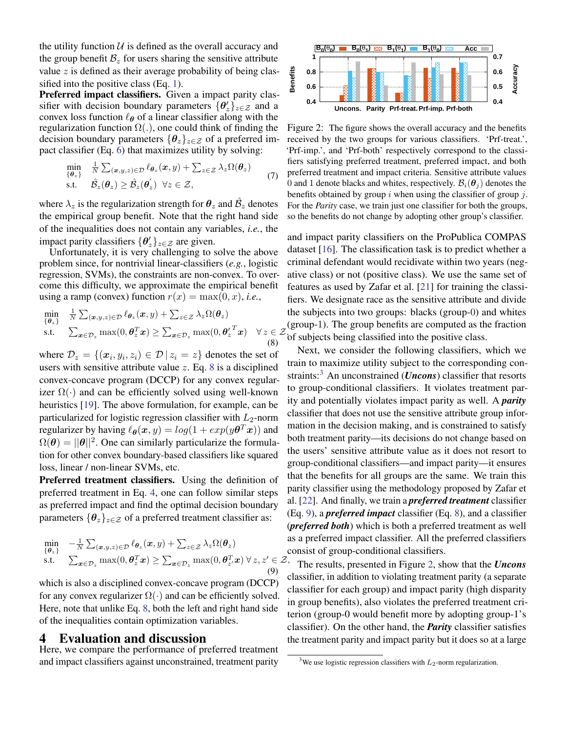the utility function $\mathcal{U}$ is defined as the overall accuracy and the group benefit $\mathcal{B}_z$ for users sharing the sensitive attribute value $z$ is defined as their average probability of being classified into the positive class (Eq. 1).

**Preferred impact classifiers.** Given a impact parity classifier with decision boundary parameters $\{\boldsymbol{\theta}'_z\}_{z\in\mathcal{Z}}$ and a convex loss function $\ell_{\boldsymbol{\theta}}$ of a linear classifier along with the regularization function $\Omega(.)$, one could think of finding the decision boundary parameters $\{\boldsymbol{\theta}_z\}_{z\in\mathcal{Z}}$ of a preferred impact classifier (Eq. 6) that maximizes utility by solving:

$$\begin{aligned}\min_{\{\boldsymbol{\theta}_z\}} \quad & \tfrac{1}{N}\textstyle\sum_{(\boldsymbol{x},y,z)\in\mathcal{D}} \ell_{\boldsymbol{\theta}_z}(\boldsymbol{x},y) + \sum_{z\in\mathcal{Z}} \lambda_z \Omega(\boldsymbol{\theta}_z) \\ \text{s.t.} \quad & \hat{\mathcal{B}}_z(\boldsymbol{\theta}_z) \geq \hat{\mathcal{B}}_z(\boldsymbol{\theta}'_z) \ \ \forall z\in\mathcal{Z},\end{aligned} \tag{7}$$

where $\lambda_z$ is the regularization strength for $\boldsymbol{\theta}_z$ and $\hat{\mathcal{B}}_z$ denotes the empirical group benefit. Note that the right hand side of the inequalities does not contain any variables, *i.e.*, the impact parity classifiers $\{\boldsymbol{\theta}'_z\}_{z\in\mathcal{Z}}$ are given.

Unfortunately, it is very challenging to solve the above problem since, for nontrivial linear-classifiers (*e.g.*, logistic regression, SVMs), the constraints are non-convex. To overcome this difficulty, we approximate the empirical benefit using a ramp (convex) function $r(x) = \max(0, x)$, *i.e.*,

$$\begin{aligned}\min_{\{\boldsymbol{\theta}_z\}} \quad & \tfrac{1}{N}\textstyle\sum_{(\boldsymbol{x},y,z)\in\mathcal{D}} \ell_{\boldsymbol{\theta}_z}(\boldsymbol{x},y) + \sum_{z\in\mathcal{Z}} \lambda_z \Omega(\boldsymbol{\theta}_z) \\ \text{s.t.} \quad & \textstyle\sum_{\boldsymbol{x}\in\mathcal{D}_z} \max(0, \boldsymbol{\theta}_z^T\boldsymbol{x}) \geq \sum_{\boldsymbol{x}\in\mathcal{D}_z} \max(0, {\boldsymbol{\theta}'_z}^T\boldsymbol{x}) \quad \forall z\in\mathcal{Z},\end{aligned} \tag{8}$$

where $\mathcal{D}_z = \{(\boldsymbol{x}_i, y_i, z_i) \in \mathcal{D} \,|\, z_i = z\}$ denotes the set of users with sensitive attribute value $z$. Eq. 8 is a disciplined convex-concave program (DCCP) for any convex regularizer $\Omega(\cdot)$ and can be efficiently solved using well-known heuristics [19]. The above formulation, for example, can be particularized for logistic regression classifier with $L_2$-norm regularizer by having $\ell_{\boldsymbol{\theta}}(\boldsymbol{x},y) = log(1 + exp(y\boldsymbol{\theta}^T\boldsymbol{x}))$ and $\Omega(\boldsymbol{\theta}) = ||\boldsymbol{\theta}||^2$. One can similarly particularize the formulation for other convex boundary-based classifiers like squared loss, linear / non-linear SVMs, etc.

**Preferred treatment classifiers.** Using the definition of preferred treatment in Eq. 4, one can follow similar steps as preferred impact and find the optimal decision boundary parameters $\{\boldsymbol{\theta}_z\}_{z\in\mathcal{Z}}$ of a preferred treatment classifier as:

$$\begin{aligned}\min_{\{\boldsymbol{\theta}_z\}} \quad & -\tfrac{1}{N}\textstyle\sum_{(\boldsymbol{x},y,z)\in\mathcal{D}} \ell_{\boldsymbol{\theta}_z}(\boldsymbol{x},y) + \sum_{z\in\mathcal{Z}} \lambda_z \Omega(\boldsymbol{\theta}_z) \\ \text{s.t.} \quad & \textstyle\sum_{\boldsymbol{x}\in\mathcal{D}_z} \max(0, \boldsymbol{\theta}_z^T\boldsymbol{x}) \geq \sum_{\boldsymbol{x}\in\mathcal{D}_z} \max(0, \boldsymbol{\theta}_{z'}^T\boldsymbol{x}) \ \forall z, z'\in\mathcal{Z},\end{aligned} \tag{9}$$

which is also a disciplined convex-concave program (DCCP) for any convex regularizer $\Omega(\cdot)$ and can be efficiently solved. Here, note that unlike Eq. 8, both the left and right hand side of the inequalities contain optimization variables.

# 4 Evaluation and discussion

Here, we compare the performance of preferred treatment and impact classifiers against unconstrained, treatment parity and impact parity classifiers on the ProPublica COMPAS dataset [16]. The classification task is to predict whether a criminal defendant would recidivate within two years (negative class) or not (positive class). We use the same set of features as used by Zafar et al. [21] for training the classifiers. We designate race as the sensitive attribute and divide the subjects into two groups: blacks (group-0) and whites (group-1). The group benefits are computed as the fraction of subjects being classified into the positive class.

Figure 2: The figure shows the overall accuracy and the benefits received by the two groups for various classifiers. 'Prf-treat.', 'Prf-imp.', and 'Prf-both' respectively correspond to the classifiers satisfying preferred treatment, preferred impact, and both preferred treatment and impact criteria. Sensitive attribute values 0 and 1 denote blacks and whites, respectively. $\mathcal{B}_i(\boldsymbol{\theta}_j)$ denotes the benefits obtained by group $i$ when using the classifier of group $j$. For the *Parity* case, we train just one classifier for both the groups, so the benefits do not change by adopting other group's classifier.

Next, we consider the following classifiers, which we train to maximize utility subject to the corresponding constraints:[3] An unconstrained (***Uncons***) classifier that resorts to group-conditional classifiers. It violates treatment parity and potentially violates impact parity as well. A ***parity*** classifier that does not use the sensitive attribute group information in the decision making, and is constrained to satisfy both treatment parity—its decisions do not change based on the users' sensitive attribute value as it does not resort to group-conditional classifiers—and impact parity—it ensures that the benefits for all groups are the same. We train this parity classifier using the methodology proposed by Zafar et al. [22]. And finally, we train a ***preferred treatment*** classifier (Eq. 9), a ***preferred impact*** classifier (Eq. 8), and a classifier (***preferred both***) which is both a preferred treatment as well as a preferred impact classifier. All the preferred classifiers consist of group-conditional classifiers.

The results, presented in Figure 2, show that the ***Uncons*** classifier, in addition to violating treatment parity (a separate classifier for each group) and impact parity (high disparity in group benefits), also violates the preferred treatment criterion (group-0 would benefit more by adopting group-1's classifier). On the other hand, the ***Parity*** classifier satisfies the treatment parity and impact parity but it does so at a large

[3] We use logistic regression classifiers with $L_2$-norm regularization.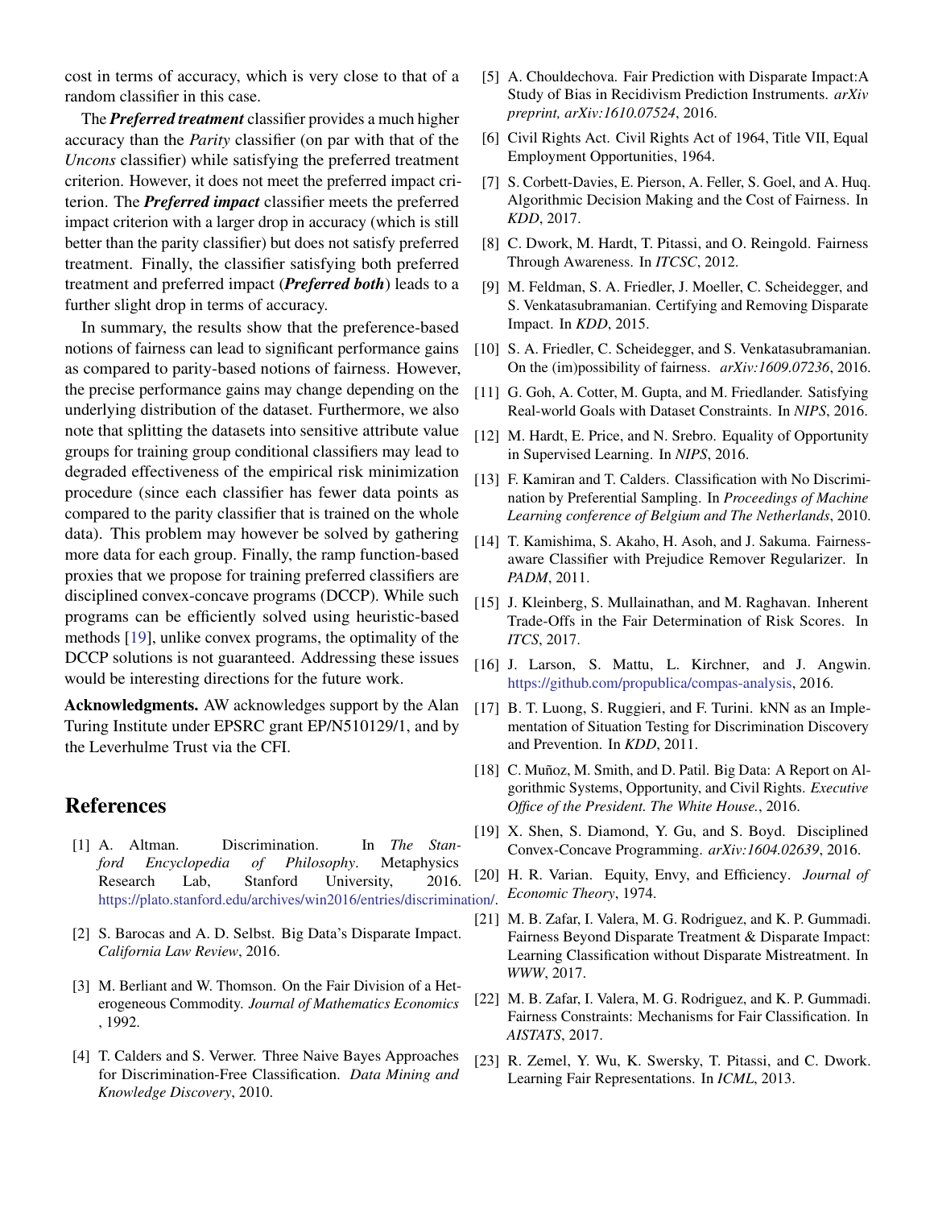cost in terms of accuracy, which is very close to that of a random classifier in this case.

The ***Preferred treatment*** classifier provides a much higher accuracy than the *Parity* classifier (on par with that of the *Uncons* classifier) while satisfying the preferred treatment criterion. However, it does not meet the preferred impact criterion. The ***Preferred impact*** classifier meets the preferred impact criterion with a larger drop in accuracy (which is still better than the parity classifier) but does not satisfy preferred treatment. Finally, the classifier satisfying both preferred treatment and preferred impact (***Preferred both***) leads to a further slight drop in terms of accuracy.

In summary, the results show that the preference-based notions of fairness can lead to significant performance gains as compared to parity-based notions of fairness. However, the precise performance gains may change depending on the underlying distribution of the dataset. Furthermore, we also note that splitting the datasets into sensitive attribute value groups for training group conditional classifiers may lead to degraded effectiveness of the empirical risk minimization procedure (since each classifier has fewer data points as compared to the parity classifier that is trained on the whole data). This problem may however be solved by gathering more data for each group. Finally, the ramp function-based proxies that we propose for training preferred classifiers are disciplined convex-concave programs (DCCP). While such programs can be efficiently solved using heuristic-based methods [19], unlike convex programs, the optimality of the DCCP solutions is not guaranteed. Addressing these issues would be interesting directions for the future work.

**Acknowledgments.** AW acknowledges support by the Alan Turing Institute under EPSRC grant EP/N510129/1, and by the Leverhulme Trust via the CFI.

# References

[1] A. Altman. Discrimination. In *The Stanford Encyclopedia of Philosophy*. Metaphysics Research Lab, Stanford University, 2016. https://plato.stanford.edu/archives/win2016/entries/discrimination/.

[2] S. Barocas and A. D. Selbst. Big Data's Disparate Impact. *California Law Review*, 2016.

[3] M. Berliant and W. Thomson. On the Fair Division of a Heterogeneous Commodity. *Journal of Mathematics Economics* , 1992.

[4] T. Calders and S. Verwer. Three Naive Bayes Approaches for Discrimination-Free Classification. *Data Mining and Knowledge Discovery*, 2010.

[5] A. Chouldechova. Fair Prediction with Disparate Impact:A Study of Bias in Recidivism Prediction Instruments. *arXiv preprint, arXiv:1610.07524*, 2016.

[6] Civil Rights Act. Civil Rights Act of 1964, Title VII, Equal Employment Opportunities, 1964.

[7] S. Corbett-Davies, E. Pierson, A. Feller, S. Goel, and A. Huq. Algorithmic Decision Making and the Cost of Fairness. In *KDD*, 2017.

[8] C. Dwork, M. Hardt, T. Pitassi, and O. Reingold. Fairness Through Awareness. In *ITCSC*, 2012.

[9] M. Feldman, S. A. Friedler, J. Moeller, C. Scheidegger, and S. Venkatasubramanian. Certifying and Removing Disparate Impact. In *KDD*, 2015.

[10] S. A. Friedler, C. Scheidegger, and S. Venkatasubramanian. On the (im)possibility of fairness. *arXiv:1609.07236*, 2016.

[11] G. Goh, A. Cotter, M. Gupta, and M. Friedlander. Satisfying Real-world Goals with Dataset Constraints. In *NIPS*, 2016.

[12] M. Hardt, E. Price, and N. Srebro. Equality of Opportunity in Supervised Learning. In *NIPS*, 2016.

[13] F. Kamiran and T. Calders. Classification with No Discrimination by Preferential Sampling. In *Proceedings of Machine Learning conference of Belgium and The Netherlands*, 2010.

[14] T. Kamishima, S. Akaho, H. Asoh, and J. Sakuma. Fairness-aware Classifier with Prejudice Remover Regularizer. In *PADM*, 2011.

[15] J. Kleinberg, S. Mullainathan, and M. Raghavan. Inherent Trade-Offs in the Fair Determination of Risk Scores. In *ITCS*, 2017.

[16] J. Larson, S. Mattu, L. Kirchner, and J. Angwin. https://github.com/propublica/compas-analysis, 2016.

[17] B. T. Luong, S. Ruggieri, and F. Turini. kNN as an Implementation of Situation Testing for Discrimination Discovery and Prevention. In *KDD*, 2011.

[18] C. Muñoz, M. Smith, and D. Patil. Big Data: A Report on Algorithmic Systems, Opportunity, and Civil Rights. *Executive Office of the President. The White House.*, 2016.

[19] X. Shen, S. Diamond, Y. Gu, and S. Boyd. Disciplined Convex-Concave Programming. *arXiv:1604.02639*, 2016.

[20] H. R. Varian. Equity, Envy, and Efficiency. *Journal of Economic Theory*, 1974.

[21] M. B. Zafar, I. Valera, M. G. Rodriguez, and K. P. Gummadi. Fairness Beyond Disparate Treatment & Disparate Impact: Learning Classification without Disparate Mistreatment. In *WWW*, 2017.

[22] M. B. Zafar, I. Valera, M. G. Rodriguez, and K. P. Gummadi. Fairness Constraints: Mechanisms for Fair Classification. In *AISTATS*, 2017.

[23] R. Zemel, Y. Wu, K. Swersky, T. Pitassi, and C. Dwork. Learning Fair Representations. In *ICML*, 2013.